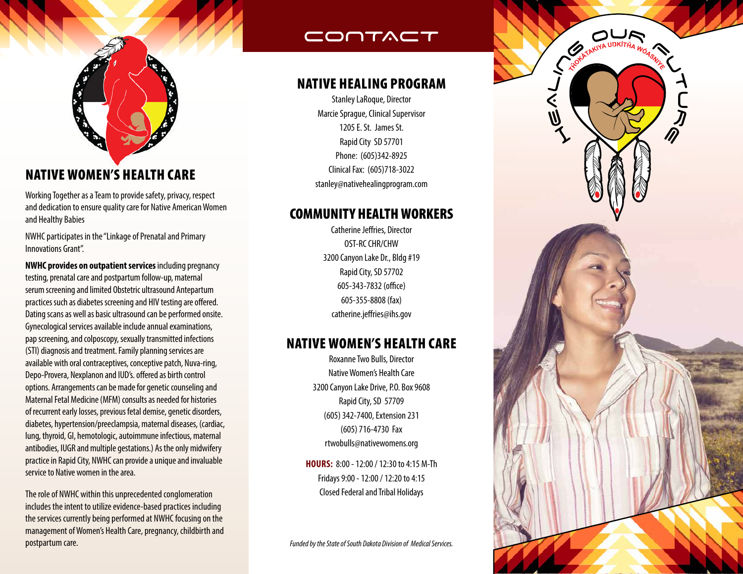## NATIVE WOMEN'S HEALTH CARE

Working Together as a Team to provide safety, privacy, respect and dedication to ensure quality care for Native American Women and Healthy Babies

NWHC participates in the "Linkage of Prenatal and Primary Innovations Grant".

**NWHC provides on outpatient services** including pregnancy testing, prenatal care and postpartum follow-up, maternal serum screening and limited Obstetric ultrasound Antepartum practices such as diabetes screening and HIV testing are offered. Dating scans as well as basic ultrasound can be performed onsite. Gynecological services available include annual examinations, pap screening, and colposcopy, sexually transmitted infections (STI) diagnosis and treatment. Family planning services are available with oral contraceptives, conceptive patch, Nuva-ring, Depo-Provera, Nexplanon and IUD's. offered as birth control options. Arrangements can be made for genetic counseling and Maternal Fetal Medicine (MFM) consults as needed for histories of recurrent early losses, previous fetal demise, genetic disorders, diabetes, hypertension/preeclampsia, maternal diseases, (cardiac, lung, thyroid, GI, hemotologic, autoimmune infectious, maternal antibodies, IUGR and multiple gestations.) As the only midwifery practice in Rapid City, NWHC can provide a unique and invaluable service to Native women in the area.

The role of NWHC within this unprecedented conglomeration includes the intent to utilize evidence-based practices including the services currently being performed at NWHC focusing on the management of Women's Health Care, pregnancy, childbirth and postpartum care.

# CONTACT

## NATIVE HEALING PROGRAM

Stanley LaRoque, Director
Marcie Sprague, Clinical Supervisor
1205 E. St. James St.
Rapid City SD 57701
Phone: (605)342-8925
Clinical Fax: (605)718-3022
stanley@nativehealingprogram.com

## COMMUNITY HEALTH WORKERS

Catherine Jeffries, Director
OST-RC CHR/CHW
3200 Canyon Lake Dr., Bldg #19
Rapid City, SD 57702
605-343-7832 (office)
605-355-8808 (fax)
catherine.jeffries@ihs.gov

## NATIVE WOMEN'S HEALTH CARE

Roxanne Two Bulls, Director
Native Women's Health Care
3200 Canyon Lake Drive, P.O. Box 9608
Rapid City, SD 57709
(605) 342-7400, Extension 231
(605) 716-4730 Fax
rtwobulls@nativewomens.org

**HOURS:** 8:00 - 12:00 / 12:30 to 4:15 M-Th
Fridays 9:00 - 12:00 / 12:20 to 4:15
Closed Federal and Tribal Holidays

*Funded by the State of South Dakota Division of Medical Services.*

HEALING OUR FUTURE

THOKÁTAKIYA UNKÍTHA WÓASNIYE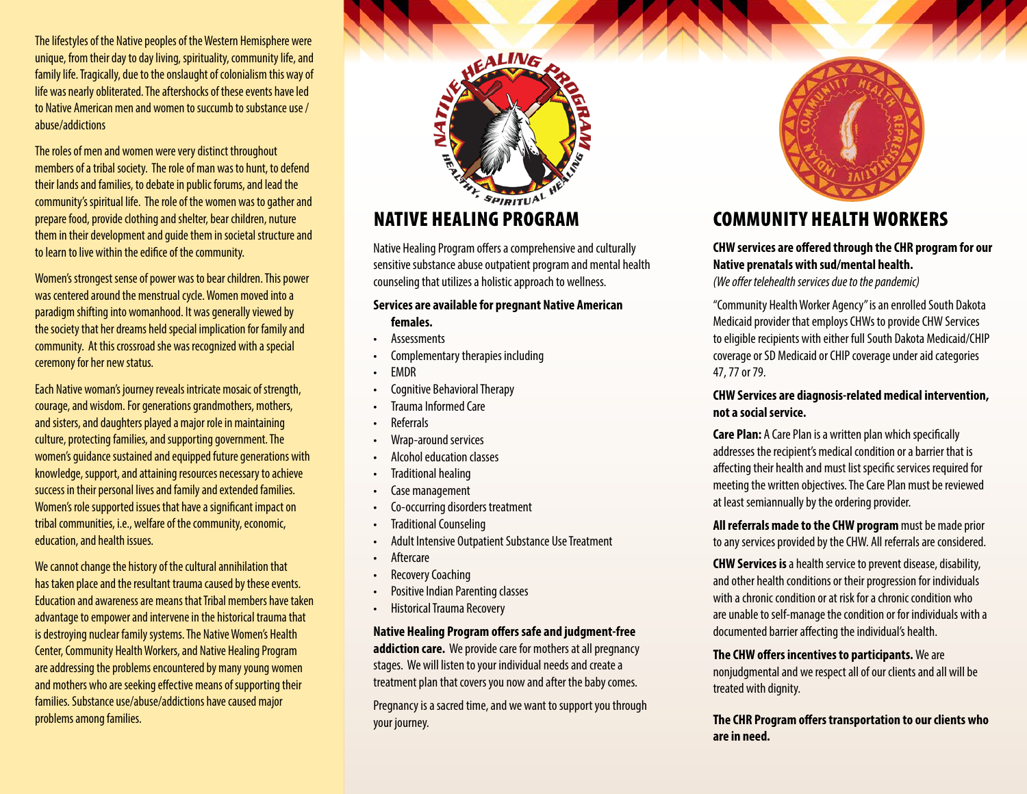The lifestyles of the Native peoples of the Western Hemisphere were unique, from their day to day living, spirituality, community life, and family life. Tragically, due to the onslaught of colonialism this way of life was nearly obliterated. The aftershocks of these events have led to Native American men and women to succumb to substance use / abuse/addictions

The roles of men and women were very distinct throughout members of a tribal society. The role of man was to hunt, to defend their lands and families, to debate in public forums, and lead the community's spiritual life. The role of the women was to gather and prepare food, provide clothing and shelter, bear children, nuture them in their development and guide them in societal structure and to learn to live within the edifice of the community.

Women's strongest sense of power was to bear children. This power was centered around the menstrual cycle. Women moved into a paradigm shifting into womanhood. It was generally viewed by the society that her dreams held special implication for family and community. At this crossroad she was recognized with a special ceremony for her new status.

Each Native woman's journey reveals intricate mosaic of strength, courage, and wisdom. For generations grandmothers, mothers, and sisters, and daughters played a major role in maintaining culture, protecting families, and supporting government. The women's guidance sustained and equipped future generations with knowledge, support, and attaining resources necessary to achieve success in their personal lives and family and extended families. Women's role supported issues that have a significant impact on tribal communities, i.e., welfare of the community, economic, education, and health issues.

We cannot change the history of the cultural annihilation that has taken place and the resultant trauma caused by these events. Education and awareness are means that Tribal members have taken advantage to empower and intervene in the historical trauma that is destroying nuclear family systems. The Native Women's Health Center, Community Health Workers, and Native Healing Program are addressing the problems encountered by many young women and mothers who are seeking effective means of supporting their families. Substance use/abuse/addictions have caused major problems among families.

## NATIVE HEALING PROGRAM

Native Healing Program offers a comprehensive and culturally sensitive substance abuse outpatient program and mental health counseling that utilizes a holistic approach to wellness.

**Services are available for pregnant Native American females.**

- Assessments
- Complementary therapies including
- EMDR
- Cognitive Behavioral Therapy
- Trauma Informed Care
- Referrals
- Wrap-around services
- Alcohol education classes
- Traditional healing
- Case management
- Co-occurring disorders treatment
- Traditional Counseling
- Adult Intensive Outpatient Substance Use Treatment
- Aftercare
- Recovery Coaching
- Positive Indian Parenting classes
- Historical Trauma Recovery

**Native Healing Program offers safe and judgment-free addiction care.** We provide care for mothers at all pregnancy stages. We will listen to your individual needs and create a treatment plan that covers you now and after the baby comes.

Pregnancy is a sacred time, and we want to support you through your journey.

## COMMUNITY HEALTH WORKERS

**CHW services are offered through the CHR program for our Native prenatals with sud/mental health.**
*(We offer telehealth services due to the pandemic)*

"Community Health Worker Agency" is an enrolled South Dakota Medicaid provider that employs CHWs to provide CHW Services to eligible recipients with either full South Dakota Medicaid/CHIP coverage or SD Medicaid or CHIP coverage under aid categories 47, 77 or 79.

**CHW Services are diagnosis-related medical intervention, not a social service.**

**Care Plan:** A Care Plan is a written plan which specifically addresses the recipient's medical condition or a barrier that is affecting their health and must list specific services required for meeting the written objectives. The Care Plan must be reviewed at least semiannually by the ordering provider.

**All referrals made to the CHW program** must be made prior to any services provided by the CHW. All referrals are considered.

**CHW Services is** a health service to prevent disease, disability, and other health conditions or their progression for individuals with a chronic condition or at risk for a chronic condition who are unable to self-manage the condition or for individuals with a documented barrier affecting the individual's health.

**The CHW offers incentives to participants.** We are nonjudgmental and we respect all of our clients and all will be treated with dignity.

**The CHR Program offers transportation to our clients who are in need.**